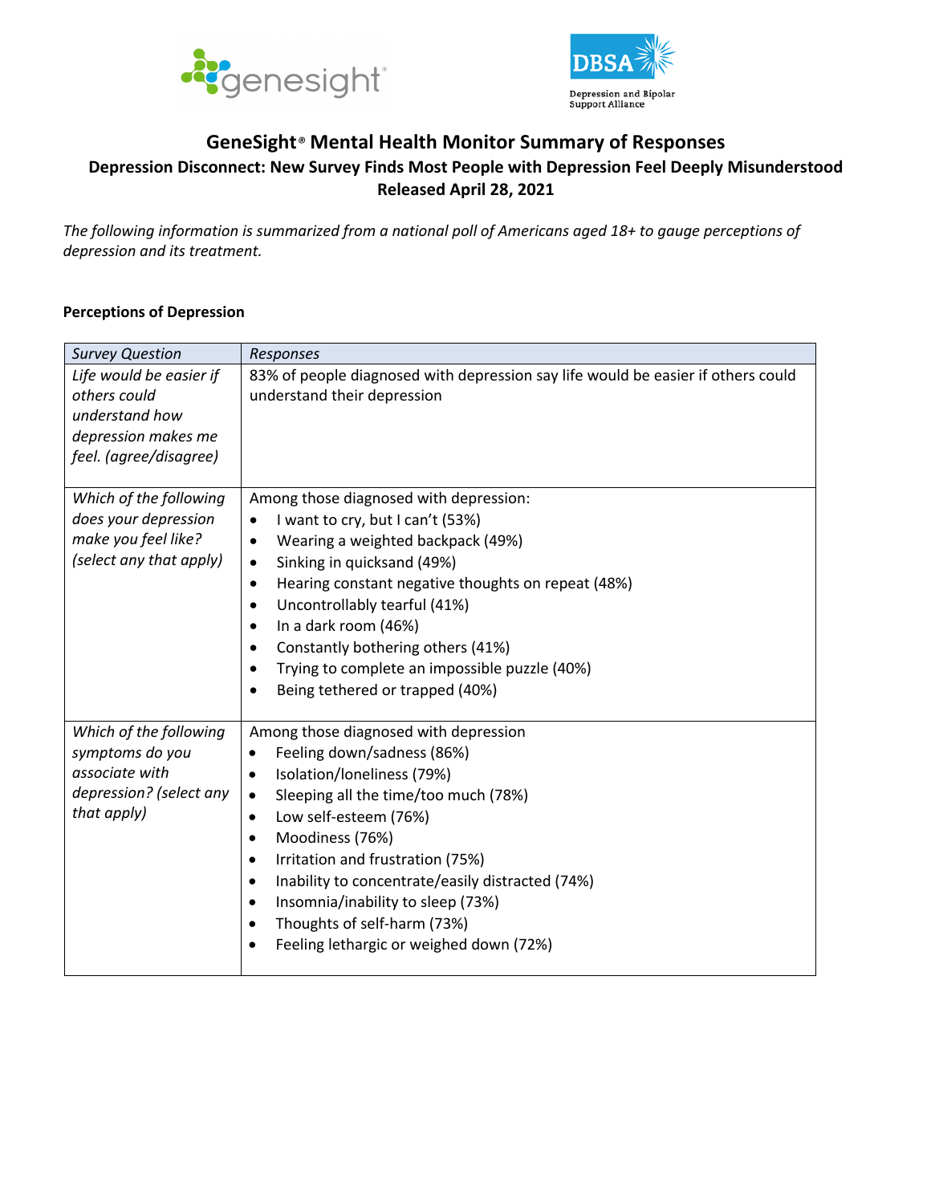# GeneSight® Mental Health Monitor Summary of Responses

## Depression Disconnect: New Survey Finds Most People with Depression Feel Deeply Misunderstood

**Released April 28, 2021**

*The following information is summarized from a national poll of Americans aged 18+ to gauge perceptions of depression and its treatment.*

### Perceptions of Depression

| *Survey Question* | *Responses* |
|---|---|
| *Life would be easier if others could understand how depression makes me feel. (agree/disagree)* | 83% of people diagnosed with depression say life would be easier if others could understand their depression |
| *Which of the following does your depression make you feel like? (select any that apply)* | Among those diagnosed with depression:<br>• I want to cry, but I can't (53%)<br>• Wearing a weighted backpack (49%)<br>• Sinking in quicksand (49%)<br>• Hearing constant negative thoughts on repeat (48%)<br>• Uncontrollably tearful (41%)<br>• In a dark room (46%)<br>• Constantly bothering others (41%)<br>• Trying to complete an impossible puzzle (40%)<br>• Being tethered or trapped (40%) |
| *Which of the following symptoms do you associate with depression? (select any that apply)* | Among those diagnosed with depression<br>• Feeling down/sadness (86%)<br>• Isolation/loneliness (79%)<br>• Sleeping all the time/too much (78%)<br>• Low self-esteem (76%)<br>• Moodiness (76%)<br>• Irritation and frustration (75%)<br>• Inability to concentrate/easily distracted (74%)<br>• Insomnia/inability to sleep (73%)<br>• Thoughts of self-harm (73%)<br>• Feeling lethargic or weighed down (72%) |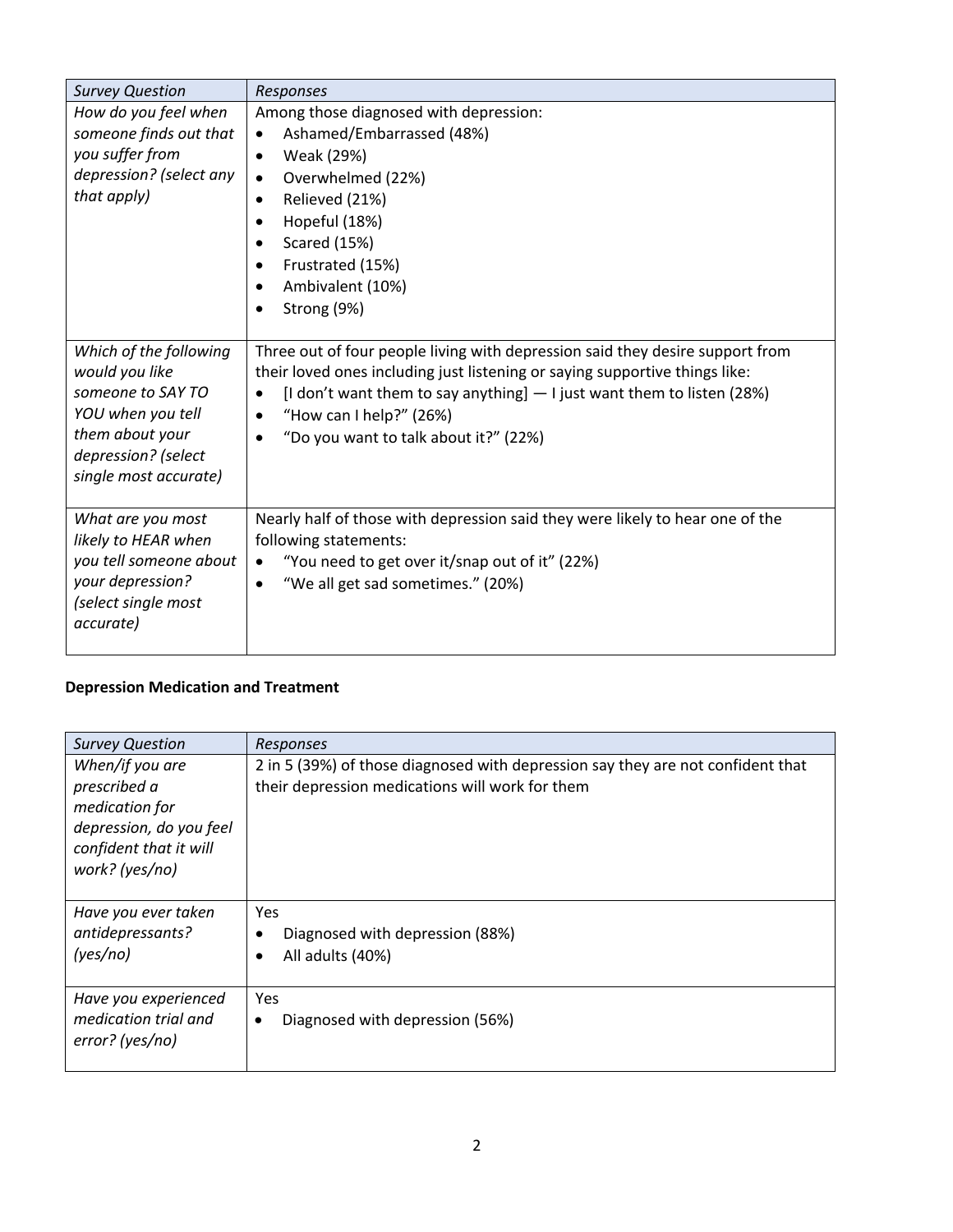| *Survey Question* | *Responses* |
|---|---|
| *How do you feel when someone finds out that you suffer from depression? (select any that apply)* | Among those diagnosed with depression:<br>• Ashamed/Embarrassed (48%)<br>• Weak (29%)<br>• Overwhelmed (22%)<br>• Relieved (21%)<br>• Hopeful (18%)<br>• Scared (15%)<br>• Frustrated (15%)<br>• Ambivalent (10%)<br>• Strong (9%) |
| *Which of the following would you like someone to SAY TO YOU when you tell them about your depression? (select single most accurate)* | Three out of four people living with depression said they desire support from their loved ones including just listening or saying supportive things like:<br>• [I don't want them to say anything] — I just want them to listen (28%)<br>• "How can I help?" (26%)<br>• "Do you want to talk about it?" (22%) |
| *What are you most likely to HEAR when you tell someone about your depression? (select single most accurate)* | Nearly half of those with depression said they were likely to hear one of the following statements:<br>• "You need to get over it/snap out of it" (22%)<br>• "We all get sad sometimes." (20%) |

**Depression Medication and Treatment**

| *Survey Question* | *Responses* |
|---|---|
| *When/if you are prescribed a medication for depression, do you feel confident that it will work? (yes/no)* | 2 in 5 (39%) of those diagnosed with depression say they are not confident that their depression medications will work for them |
| *Have you ever taken antidepressants? (yes/no)* | Yes<br>• Diagnosed with depression (88%)<br>• All adults (40%) |
| *Have you experienced medication trial and error? (yes/no)* | Yes<br>• Diagnosed with depression (56%) |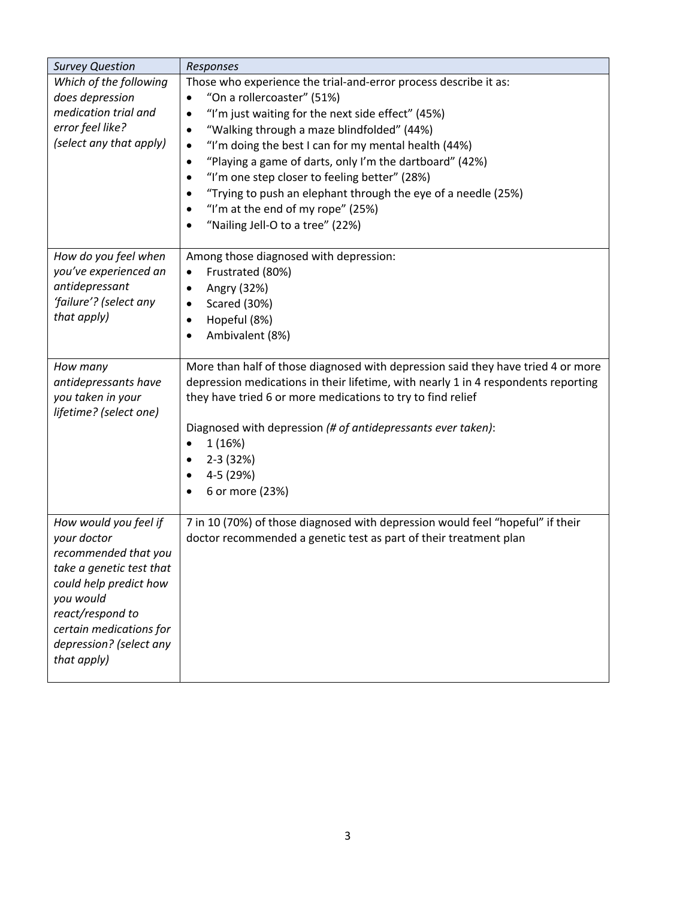| *Survey Question* | *Responses* |
| --- | --- |
| *Which of the following does depression medication trial and error feel like? (select any that apply)* | Those who experience the trial-and-error process describe it as:<br>• "On a rollercoaster" (51%)<br>• "I'm just waiting for the next side effect" (45%)<br>• "Walking through a maze blindfolded" (44%)<br>• "I'm doing the best I can for my mental health (44%)<br>• "Playing a game of darts, only I'm the dartboard" (42%)<br>• "I'm one step closer to feeling better" (28%)<br>• "Trying to push an elephant through the eye of a needle (25%)<br>• "I'm at the end of my rope" (25%)<br>• "Nailing Jell-O to a tree" (22%) |
| *How do you feel when you've experienced an antidepressant 'failure'? (select any that apply)* | Among those diagnosed with depression:<br>• Frustrated (80%)<br>• Angry (32%)<br>• Scared (30%)<br>• Hopeful (8%)<br>• Ambivalent (8%) |
| *How many antidepressants have you taken in your lifetime? (select one)* | More than half of those diagnosed with depression said they have tried 4 or more depression medications in their lifetime, with nearly 1 in 4 respondents reporting they have tried 6 or more medications to try to find relief<br><br>Diagnosed with depression *(# of antidepressants ever taken)*:<br>• 1 (16%)<br>• 2-3 (32%)<br>• 4-5 (29%)<br>• 6 or more (23%) |
| *How would you feel if your doctor recommended that you take a genetic test that could help predict how you would react/respond to certain medications for depression? (select any that apply)* | 7 in 10 (70%) of those diagnosed with depression would feel "hopeful" if their doctor recommended a genetic test as part of their treatment plan |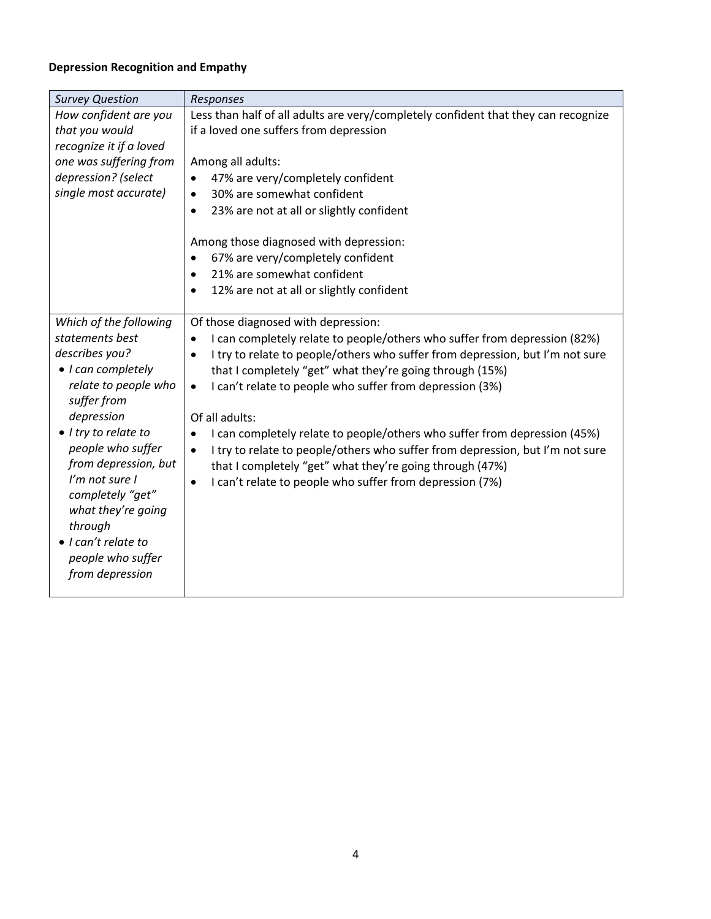**Depression Recognition and Empathy**

| *Survey Question* | *Responses* |
|---|---|
| *How confident are you that you would recognize it if a loved one was suffering from depression? (select single most accurate)* | Less than half of all adults are very/completely confident that they can recognize if a loved one suffers from depression<br><br>Among all adults:<br>• 47% are very/completely confident<br>• 30% are somewhat confident<br>• 23% are not at all or slightly confident<br><br>Among those diagnosed with depression:<br>• 67% are very/completely confident<br>• 21% are somewhat confident<br>• 12% are not at all or slightly confident |
| *Which of the following statements best describes you?*<br>• *I can completely relate to people who suffer from depression*<br>• *I try to relate to people who suffer from depression, but I'm not sure I completely "get" what they're going through*<br>• *I can't relate to people who suffer from depression* | Of those diagnosed with depression:<br>• I can completely relate to people/others who suffer from depression (82%)<br>• I try to relate to people/others who suffer from depression, but I'm not sure that I completely "get" what they're going through (15%)<br>• I can't relate to people who suffer from depression (3%)<br><br>Of all adults:<br>• I can completely relate to people/others who suffer from depression (45%)<br>• I try to relate to people/others who suffer from depression, but I'm not sure that I completely "get" what they're going through (47%)<br>• I can't relate to people who suffer from depression (7%) |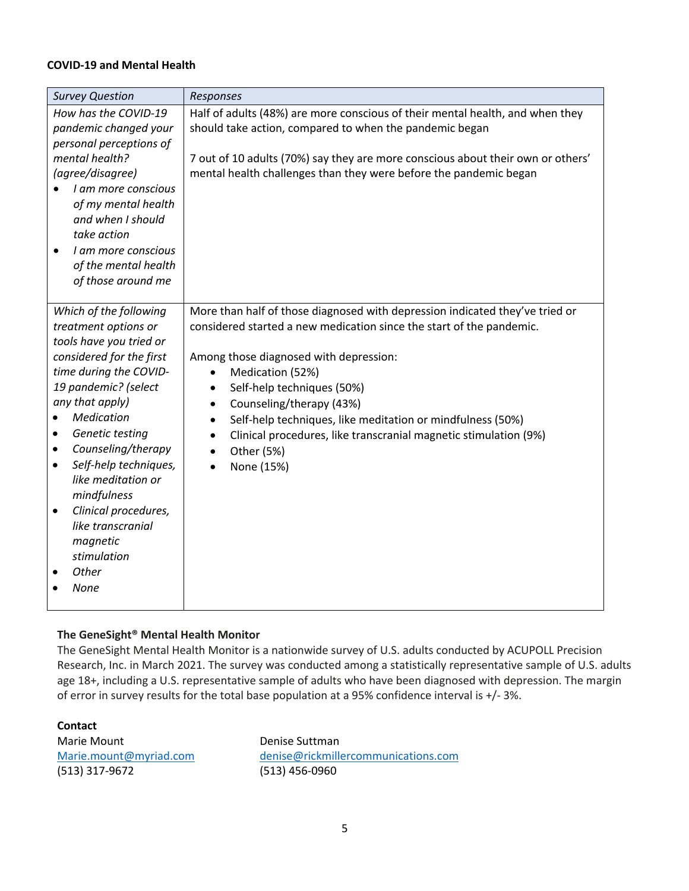**COVID-19 and Mental Health**

| *Survey Question* | *Responses* |
| --- | --- |
| *How has the COVID-19 pandemic changed your personal perceptions of mental health? (agree/disagree)*<br>• *I am more conscious of my mental health and when I should take action*<br>• *I am more conscious of the mental health of those around me* | Half of adults (48%) are more conscious of their mental health, and when they should take action, compared to when the pandemic began<br><br>7 out of 10 adults (70%) say they are more conscious about their own or others' mental health challenges than they were before the pandemic began |
| *Which of the following treatment options or tools have you tried or considered for the first time during the COVID-19 pandemic? (select any that apply)*<br>• *Medication*<br>• *Genetic testing*<br>• *Counseling/therapy*<br>• *Self-help techniques, like meditation or mindfulness*<br>• *Clinical procedures, like transcranial magnetic stimulation*<br>• *Other*<br>• *None* | More than half of those diagnosed with depression indicated they've tried or considered started a new medication since the start of the pandemic.<br><br>Among those diagnosed with depression:<br>• Medication (52%)<br>• Self-help techniques (50%)<br>• Counseling/therapy (43%)<br>• Self-help techniques, like meditation or mindfulness (50%)<br>• Clinical procedures, like transcranial magnetic stimulation (9%)<br>• Other (5%)<br>• None (15%) |

**The GeneSight® Mental Health Monitor**

The GeneSight Mental Health Monitor is a nationwide survey of U.S. adults conducted by ACUPOLL Precision Research, Inc. in March 2021. The survey was conducted among a statistically representative sample of U.S. adults age 18+, including a U.S. representative sample of adults who have been diagnosed with depression. The margin of error in survey results for the total base population at a 95% confidence interval is +/- 3%.

**Contact**

Marie Mount
Marie.mount@myriad.com
(513) 317-9672

Denise Suttman
denise@rickmillercommunications.com
(513) 456-0960